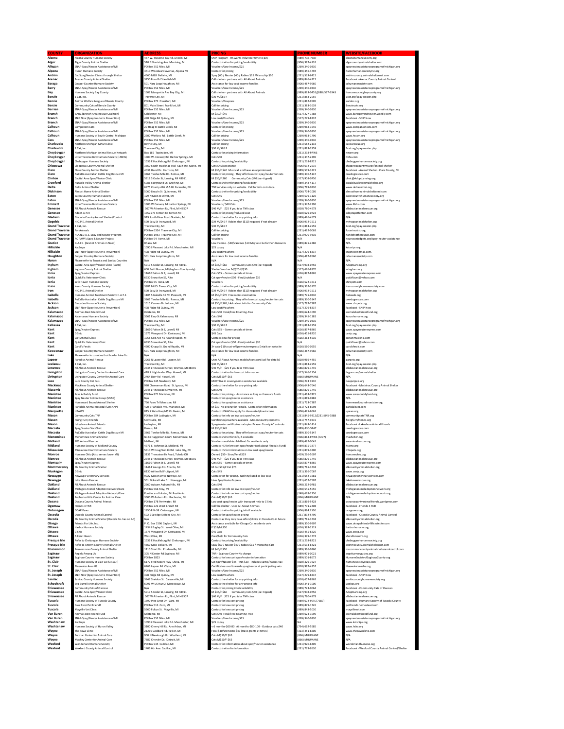| COUNTY | ORGANIZATION | ADDRESS | PRICING | PHONE NUMBER | WEBSITE/FACEBOOK |
| --- | --- | --- | --- | --- | --- |
| Alcona | Alcona County Humane Society | 457 W. Traverse Bay Rd. Lincoln, MI | SNIP Program - HS wants volunteer time to pay | (989)-736-7387 | alconahumanesociety.org |
| Alger | Alger County Animal Shelter | 510 E Munising Ave Munising, MI | Contact shelter for pricing/availability | (906) 387-4131 | algercountyanimalshelter.com |
| Allegan | SNAP-Spay/Neuter Assistance of MI | PO Box 352 Niles, MI | Vouchers/Low Income/$25 | (269) 340-0330 | spayneuterassistanceprogramofmichigan.org |
| Alpena | Huron Humane Society | 3510 Woodward Avenue, Alpena MI | Contact for pricing | (989) 356-4794 | huronhumanesocietyinc.org |
| Antrim | Cat Spay/Neuter Clinics through Shelter | 4660 M88 Bellaire, MI | Spay $60 / Neuter $40 / Rabies $15 /Microchip $10 | (231) 533-6421 | antrimcounty.animalshelternet.com |
| Arenac | Arenac County Animal Shelter | 3750 Foco Rd Standish MI | Call shelter - partners with All About Animals | (989) 846-4221 | Facebook - Arenac County Animal Control |
| Baraga | Copper Country Humane Society | 501 Nara Loop Houghton, MI | Assistance for low cost income families | (906) 487-9560 | cchumanesociety.com |
| Barry | SNAP-Spay/Neuter Assistance of MI | PO Box 352 Niles, MI | Vouchers/Low Income/$25 | (269) 340-0330 | spayneuterassistanceprogramofmichigan.org |
| Bay | Humane Society Bay County | 1607 Marquette Ave Bay City, MI | Call shelter - partners with All About Animals | (989) 893-0451/(888) 577-2943 | humanesocietybaycounty.org |
| Benzie | 1 Cat, Inc. | Traverse City, MI | $30 M/$65 F | (231) 883-2959 | 1cat.org/spay-neuter.php |
| Benzie | Animal Welfare League of Benzie County | PO Box 172 Frankfort, MI | Vouchers/Coupons | (231) 882-0505 | awlobc.org |
| Benzie | Community Cats of Benzie County | 801 Main Street Frankfort, MI | Call for pricing | (231) 383-3639 | Benziecats.org |
| Berrien | SNAP-Spay/Neuter Assistance of MI | PO Box 352 Niles, MI | Vouchers/Low Income/$25 | (269) 340-0330 | spayneuterassistanceprogramofmichigan.org |
| Branch | BARC (Branch Area Rescue Coalition) | Coldwater, MI | M $30/F $45 | (517) 227-7288 | www.barcspayandneuter.weebly.com |
| Branch | SNIP Now (Spay-Neuter is Prevention) | 498 Ridge Rd Quincy, MI | Low cost/Vouchers | (517) 279-8337 | Facebook - SNIP Now |
| Branch | SNAP-Spay/Neuter Assistance of MI | PO Box 352 Niles, MI | Vouchers/Low Income/$25 | (269) 340-0330 | spayneuterassistanceprogramofmichigan.org |
| Calhoun | Companion Cats | 29 Hoag St Battle Creek, MI | Contact for pricing | (269) 968-1540 | www.companioncats.com |
| Calhoun | SNAP-Spay/Neuter Assistance of MI | PO Box 352 Niles, MI | Vouchers/Low Income/$25 | (269) 340-0330 | spayneuterassistanceprogramofmichigan.org |
| Calhoun | Humane Society of South Central Michigan | 2500 Watkins Rd. Battle Creek, MI | Call for pricing | (269) 963-1796 | www.hsscm.org |
| Cass | SNAP-Spay/Neuter Assistance of MI | PO Box 352 Niles, MI | Vouchers/Low Income/$25 | (269) 340-0330 | spayneuterassistanceprogramofmichigan.org |
| Charlevoix | Northern Michigan MASH Clinic | Boyne City, MI | Call for pricing | (231) 582-2133 | saveanrescue.org |
| Charlevoix | 1 Cat, Inc. | Traverse City, MI | $30 M/$65 F | (231) 883-2959 | 1cat.org/spay-neuter.php |
| Cheyboygan | Northern Michigan Animal Rescue Network | Box 165 Topinabee, MI | Contact for pricing information | (231) 238-PAWS | nmarn.org |
| Cheyboygan | Little Traverse Bay Humane Society (LTBHS) | 1300 W. Conway Rd. Harbor Springs, MI | Cats $40 | (231) 347-2396 | ltbhs.com |
| Cheyboygan | Cheboygan Humane Society | 1536 E Hackleburg Rd Cheboygan, MI | Contact for pricing/availability | (231) 238-8221 | cheboyganhumanesociety.org |
| Chippewa | Chippewa County Animal Shelter | 3660 South Mackinac Trail Sault Ste. Marie, MI | Cats $45/Assistance | (906) 632-2519 | chippewacountymi.gov/animal-shelter |
| Clare | Clare County Animal Shelter | 4038 Hazel Dr. Harrison, MI | M $35/F $40 Must call and have an appointment | (989) 539-3221 | Facebook - Animal Shelter - Clare County, MI |
| Clare | AuCaDo Australian Cattle Dog Rescue MI | 3861 Twelve Mile Rd. Remus, MI | Contact for pricing. They offer low cost spay/neuter for cats | (989) 330-5147 | cowdogrescue.com |
| Clinton | Capital Area Spay/Neuter Clinic | 5919 S Cedar St, Lansing, MI 48911 | M $35/F $60 Community Cats $40 (ear-tipped) | (517) 908-0756 | clinic@AdoptLansing.org |
| Crawford | Ausable Valley Animal Shelter | 5786 Fairground Ln Grayling, MI | Contact shelter for pricing/availability | (989) 348-4117 | ausablevalleyanimalshelter.org |
| Delta | Delta Animal Shelter | 6975 County 426 M.5 Rd Escanaba, MI | TNR services only on website. Call for info on indoor. | (906) 789-0230 | www.deltaanimal.org |
| Dickinson | Almost Home Animal Shelter | 5060 Lincoln St Quinnesec, MI | Contact shelter for pricing/availability | (906) 774-1005 | almosthomeanimalsheltermi.com |
| Eaton | Eaton County Humane Society | 129 N Main St Olivet, MI | Cats $45 | (269) 579-1120 | eatoncountyhumanesociety.org |
| Eaton | SNAP-Spay/Neuter Assistance of MI | PO Box 352 Niles, MI | Vouchers/Low Income/$25 | (269) 340-0330 | spayneuterassistanceprogramofmichigan.org |
| Emmett | Little Traverse Bay Humane Society | 1300 W Conway Rd Harbor Springs, MI | Vouchers / $40 Cats | (231) 347-2396 | www.ltbhs.com |
| Genesee | All About Animals Rescue | 507 W Atherton Rd, Flint, MI 48507 | $40 M/F $25 if you take TNR class | (810) 780-4978 | allaboutanimalsrescue.org |
| Genesee | Adopt-A-Pet | 13575 N. Fenton Rd Fenton MI | Contact for pricing/reduced cost | (810) 629-0723 | adoptapetfenton.com |
| Gladwin | Gladwin County Animal Shelter/Control | 919 South River Road Gladwin, MI | Contact the shelter for any pricing info | (989) 426-4579 | N/A |
| Gogebic | H.O.P.E. Animal Shelter | 590 Easy St Ironwood, MI | $39 M/$49 F Rabies shot ($10) required if not already | (906) 932-1511 | myhopeanimalshelter.org |
| Grand Traverse | 1 Cat, Inc. | Traverse City, MI | $30 M/$65 F | (231) 883-2959 | 1cat.org/spay-neuter.php |
| Grand Traverse | For Animals | PO Box 6324 Traverse City, MI | Call for pricing | (231) 492-0063 | foranimalstc.org |
| Grand Traverse | H.A.N.D.D.S. Spay and Neuter Program | PO Box 1953 Traverse City, MI | Call for pricing | (231) 970-9336 | handddstotherescue.com |
| Grand Traverse | AC PAW's Spay & Neuter Project | PO Box 94 Acme, MI | Vouchers | N/A | nounwantedpets.org/spay-neuter-assistance |
| Gratiot | G.A.I.N. (Gratiot Animals in Need) | Ithaca, MI | Low Income - $20/Vaccines $10 May also be further discounts | (989) 875-2286 | N/A |
| Hillsdale | KatSnips | 10905 Pleasant Lake Rd. Manchester, MI | $25 copay | N/A | katsnips.org |
| Hillsdale | SNIP Now (Spay-Neuter is Prevention) | 498 Ridge Rd Quincy, MI | Low cost/Vouchers | (517) 279-8337 | snipnow@gmail.com. |
| Houghton | Copper Country Humane Society | 501 Nara Loop Houghton, MI | Assistance for low cost income families | (906) 487-9560 | cchumanesociety.com |
| Huron | Please refer to Tuscola and Sanilac Counties | N/A | N/A | N/A | N/A |
| Ingham | Capital Area Spay/Neuter Clinic (CAHS) | 5919 S Cedar St, Lansing, MI 48911 | M $35/F $60 Community Cats $40 (ear-tipped) | (517) 908-0756 | AdoptLansing.org |
| Ingham | Ingham County Animal Shelter | 600 Buhl Mason, MI (Ingham County only) | Shelter Voucher M/$20-F/$30 | (517) 676-8370 | acingham.org |
| Ionia | Spay/Neuter Express | 11610 Fulton St E, Lowell, MI | Cats $55 -- Some specials at times | (616) 897-8865 | www.spayneuterexpress.com |
| Ionia | Quick Fix Veterinary Clinic | 6330 Snow Ave SE, Alto | Cat spay/neuter $50 - Feral/outdoor $35 | N/A | quickfixvet@yahoo.com |
| Ionia | Safe Haven Humane Society | PO Box 55 Ionia, MI | Vouchers | (616) 522-1611 | shhspets.com |
| Iosco | Iosco County Humane Society | 3881 M-55 Tawas City, MI | Contact shelter for pricing/availability | (989) 362-3170 | ioscocountyhumanesociety.com |
| Iron | H.O.P.E. Animal Shelter | 590 Easy St Ironwood, MI | $39 M/$49 F Rabies shot ($10) required if not already | (906) 932-1511 | myhopeanimalshelter.org |
| Isabella | Humane Animal Treatment Society H.A.T.S | 1105 S Isabella Rd Mt Pleasant, MI | M $50/F $70 Free rabies vaccination | (989) 775-0830 | hatsweb.org |
| Isabella | AuCaDo Australian Cattle Dog Rescue MI | 3861 Twelve Mile Rd. Remus, MI | Contact for pricing. They offer low cost spay/neuter for cats | (989) 330-5147 | cowdogrescue.com |
| Jackson | Cascades Humane Society | 1515 Carmen Dr Jackson, MI | M $50/F $65 / Ask about info for Community Cats | (517) 787-7387 | www.chspets.org |
| Jackson | SNIP Now (Spay-Neuter is Prevention) | 498 Ridge Rd Quincy, MI | Low cost/Vouchers | (517) 279-8337 | Facebook - SNIP Now |
| Kalamazoo | Animals Best Friend Fund | Oshtemo, MI | Cats $40 Feral/Free Roaming-Free | (269) 624-1090 | animalsbestfriendfund.org |
| Kalamazoo | Kalamazoo Humane Society | 3661 Easy St Kalamazoo, MI | Cats $40 | (269) 345-1181 | kazoohumane.org |
| Kalamazoo | SNAP-Spay/Neuter Assistance of MI | PO Box 352 Niles, MI | Vouchers/Low Income/$25 | (269) 340-0330 | spayneuterassistanceprogramofmichigan.org |
| Kalkaska | 1 Cat, Inc. | Traverse City, MI | $30 M/$65 F | (231) 883-2959 | 1cat.org/spay-neuter.php |
| Kent | Spay/Neuter Express | 11610 Fulton St E, Lowell, MI | Cats $55 -- Some specials at times | (616) 897-8865 | www.spayneuterexpress.com |
| Kent | C-Snip | 1675 Viewpond Dr. Kentwood, MI | $45 Cats | (616) 455-8220 | csnip.org |
| Kent | Colt Animal Clinic | 1958 Colt Ave NE Grand Rapids, MI | Contact clinic for pricing | (616) 363-5530 | coltanimalclinic.com |
| Kent | Quick Fix Veterinary Clinic | 6330 Snow Ave SE, Alto | Cat spay/neuter $50 - Feral/outdoor $35 | N/A | quickfixvet@yahoo.com |
| Kent | Carol's Ferals | 4600 Knapp St. Grand Rapids, MI | 3+ cats-$10 a cat-w/Spayneuterexpress Details on website | (616) 560-0555 | carolsferals.com |
| Keweenaw | Copper Country Humane Society | 501 Nara Loop Houghton, MI | Assistance for low cost income families | (906) 487-9560 | cchumanesociety.com |
| Lake | Please refer to counties that border Lake Co. | N/A | N/A | N/A | N/A |
| Lapeer | Paradise Animal Rescue | 2266 N Lapeer Rd. Lapeer, MI | Uses All About Animals mobile/transport (call for details) | (810) 969-4455 | parpets.org |
| Leelanau | 1 Cat, Inc. | Traverse City, MI | $30 M/$65 F | (231) 883-2959 | 1cat.org/spay-neuter.php |
| Lenawee | All About Animals Rescue | 23451 Pinewood Street, Warren, MI 48091 | $40 M/F $25 if you take TNR class | (586) 879-1745 | allaboutanimalsrescue.org |
| Livingston | Livingston County Center for Animal Care | 418 S. Highlander Way Howell, MI | Contact shelter for low cost information | (517) 546-2154 | livgov.com/animalshelter |
| Livingston | Livingston County Center for Animal Care | 2464 Dorr Rd Howell, MI | Cats M$50/F $65 | (866) MHUMANE | N/A |
| Luce | Luce County Pet Pals | PO Box 345 Newberry, MI | MUST live in county/some assistance available | (906) 293 3310 | lucepetpals.org |
| Mackinac | Mackinac County Animal Shelter | 980 Cheeseman Road St. Ignace, MI | Contact the shelter for any pricing info | (906) 643-7646 | Facebook - Mackinac County Animal Shelter |
| Macomb | All About Animals Rescue | 23451 Pinewood St Warren, MI | Cats $40 | (586) 879-1745 | allaboutanimalsrescue.org |
| Manistee | Save A Buddy Fund | PO Box 871 Manistee, MI | Contact for pricing - Assistance as long as there are funds | (231) 463-7425 | www.saveabuddyfund.org |
| Manistee | Spay Neuter Action Group (SNAG) | N/A | Contact for spay/neuter assistance | (231) 889-0182 | N/A |
| Manistee | Homeward Bound Animal Shelter | 736 Paws Trl Manistee, MI | Contact for spay/neuter assistance | (231) 723-7387 | homewardboundmanistee.org |
| Manistee | Parkdale Animal Hospital (CatsNAP) | 420 E Parkdale Ave, Manistee, MI | M $30 No pricing for female. Contact for information | (231) 723-8998 | parkdalevet.com |
| Marquette | UPAWS | 815 S State Hwy M553 Gwinn, MI | Contact UPAWS to apply for discounted/low-income | (906) 475-6661 | upaws.org |
| Mason | Community Cats TNR | PO Box 384 Ludington, MI | Contact for info on low cost spay/neuter | (231) 845-9312/(231) 845-7888 | communitycatsTNR.org |
| Mason | Fixing Furry Friends | Scottville, MI | Certificates/vouchers available - Mason County residents | (231) 757-9219 | fixingfurryfriends.org |
| Mason | Lakeshore Animal Friends | Ludington, MI | Spay/neuter certificates - adopted Mason County AC animals | (231) 843-1414 | Facebook - Lakeshore Animal Friends |
| Mecosta | Spay/Neuter Vac Clinic | Remus, MI | M $30/F $45 | (989)-330-5147 | cowdogrescue.com |
| Mecosta | AuCaDo Australian Cattle Dog Rescue MI | 3861 Twelve Mile Rd. Remus, MI | Contact for pricing. They offer low cost spay/neuter for cats | (989) 330-5147 | cowdogrescue.com |
| Menominee | Menominee Animal Shelter | N184 Haggerson Court Menominee, MI | Contact shelter for info, if available | (906) 864-PAWS (7297) | mashelter.org |
| Midland | SOS Animal Rescue | Midland, MI | Vouchers available - Midland Co. residents only | (989) 492-0042 | sosanimalrescue.org |
| Midland | Humane Society of Midland County | 4371 E. Ashman St. Midland, MI | Contact HS for low cost spay/neuter (Ask about Rhoda's Fund) | (989) 835-1877 | hsmc.org |
| Missaukee | Missaukee County Humane Society | 5310 W Houghton Lk Rd. Lake City, MI | Contact HS for information on low cost spay/neuter | (231) 839-3800 | mhspets.org |
| Monroe | Humane Ohio (Also serves lower MI) | 3131 Tremainsville Road, Toledo OH | Owned $50 - Stray/Feral $29 | (419) 266-5607 | humaneohio.org |
| Monroe | All About Animals Rescue | 23451 Pinewood Street, Warren, MI 48091 | $40 M/F $25 if you take TNR class | (586) 879-1745 | allaboutanimalsrescue.org |
| Montcalm | Spay/Neuter Express | 11610 Fulton St E, Lowell, MI | Cats $55 -- Some specials at times | (616) 897-8865 | www.spayneuterexpress.com |
| Montmorency | Elk Country Animal Shelter | 11484 Youngs Rd. Atlanta, MI | M Cat $45/F Cat $75 | (989) 785-3738 | elkcountryanimalshelter.org |
| Muskegon | C-Snip | 6130 Airline Rd Fruitport, MI | Cats $45 | (231) 366-7067 | www.csnip.org |
| Newaygo | Newaygo Veterinary Services | 9022 Mason Drive Newaygo, MI | Contact vet for pricing. Nothing listed as low cost | (231) 652-1681 | newaygoveterinaryservices.com |
| Newaygo | Lake Haven Rescue | 551 Pickerel Lake Dr. Newaygo, MI | Uses SpayNeuterExpress | (231) 652-7507 | lakehavenrescue.org |
| Oakland | All About Animals Rescue | 2660 Auburn Auburn Hills, MI | Cats $40 | (248) 212-0781 | allaboutanimalsrescue.org |
| Oakland | Michigan Animal Adoption Network/Care | PO Box 566 Troy, MI | Contact for info on low cost spay/neuter | (248) 545-5055 | michigananimaladoptionnetwork.org |
| Oakland | Michigan Animal Adoption Network/Care | Pontiac and Inkster, MI Residents | Contact for info on low cost spay/neuter | (248) 678-2756 | michigananimaladoptionnetwork.org |
| Oakland | Rochester Hills Center for Animal Care | 3600 W Auburn Rd. Rochester, MI | Cats M$50/F $65 | (866) MHUMANE | N/A |
| Oceana | Oceana County Animal Friends | PO Box 178 Pentwater, MI | Low cost spay/neuter with transport help to C-Snip | (231) 869-5428 | oceanacountyanimalfriends.wordpress.com |
| Ogemaw | Friends 4 TNR | PO Box 222 West Branch MI | Call the shelter - Uses All About Animals | (989) 701-2408 | Facebook - Friends 4 TNR |
| Ontonagon | OCAP Paws | 19504 M-38 Ontonagon, MI | Contact shelter for pricing info if available | (906) 884-2500 | ocappaws.org |
| Osceola | Osceola County Animal Control | 502 S Sawdge St Reed City, MI | Contact for spay/neuter pricing | (231) 832-5790 | Facebook - Osceola County Animal Control |
| Oscoda | Elk Country Animal Shelter (Oscoda Co. has no AC) | N/A | Contact as they may have offers/clinics in Oscoda Co in future | (989) 785-3738 | elkcountryanimalshelter.org |
| Otsego | Friends For Life, Inc. | P. O. Box 1596 Gaylord, MI | Assistance available for Otsego Co. residents only | (989) 350-9907 | www.otsegofriends4life.wixsite.com |
| Ottawa | Harbor Humane Society | 14345 Bagley St. West Olive, MI | F $55/M $50 | (616) 399-2119 | harborhumane.org |
| Ottawa | C-Snip | 1675 Viewpond Dr. Kentwood, MI | $45 Cats | (616) 455-8220 | www.csnip.org |
| Ottawa | A Feral Haven | West Olive, MI | Care/help for Community Cats | (616) 399-1774 | aferalhavenmi.org |
| Presque Isle | Refer to Cheboygan Humane Society | 1536 E Hackleburg Rd Cheboygan, MI | Contact for pricing/availability | (231) 238-8221 | cheboyganhumanesociety.org |
| Presque Isle | Refer to Antrim County Animal Shelter | 4660 M88 Bellaire, MI | Spay $60 / Neuter $40 / Rabies $15 / Microchip $10 | (231) 533-6421 | antrimcounty.animalshelternet.com |
| Roscommon | Roscommon County Animal Shelter | 1110 Short Dr. Prudenville, MI | M $40/F $50 | (989) 366-0260 | roscommoncountyanimalshelterandcontrol.com |
| Saginaw | Angels Among Us | 305 N Center Rd Saginaw, MI | TNR - Saginaw County-No charge | (989) 971-0021 | angelsamongusinc.org |
| Saginaw | Saginaw County Humane Society | PO Box 1823 | Contact for low cost spay/neuter information | (989) 501-8672 | HumaneSocietyofSaginawCounty.org |
| St. Clair | Humane Society St Clair Co (S.N.A.P) | 6177 Fred Moore Hwy China, MI | Cat Spay/Neuter $45 TNR $30 - Includes Eartip/Rabies Vac | (810) 329-7627 | humanesocietysnap.com |
| St. Clair | Bluewater Area HS | 6266 Lapeer Rd Clyde, MI | Certificates used towards spay/neuter at participating vets | (810) 987-4357 | bluewaterareahs.org |
| St. Joseph | SNAP-Spay/Neuter Assistance of MI | PO Box 352 Niles, MI | Vouchers/Low Income/$25 | (269) 340-0330 | spayneuterassistanceprogramofmichigan.org |
| St. Joseph | SNIP Now (Spay-Neuter is Prevention) | 498 Ridge Rd Quincy, MI | Low cost/Vouchers | (517) 279-8337 | Facebook - SNIP Now |
| Sanilac | Sanilac County Humane Society | 3847 Sheldon St. Carsonville, MI | Contact the shelter for any pricing info | (810) 657-8962 | sanilaccountyhumanesociety.org |
| Schoolcraft | Eva Burrell Animal Shelter | 6091 W US Hwy 2 Manistique, MI | Contact the shelter for any pricing info | (906) 341-1000 | upebas.org |
| Shiawassee | Community Cats of Owosso | N/A | Contact for pricing info/availability | (989) 723-0064 | Facebook - Community Cats of Owosso |
| Shiawassee | Capital Area Spay/Neuter Clinic | 5919 S Cedar St, Lansing, MI 48911 | M $35/F $60 Community Cats $40 (ear-tipped) | (517) 908-0756 | AdoptLansing.org |
| Shiawassee | All About Animals Rescue | 507 W Atherton Rd, Flint, MI 48507 | $40 M/F $25 if you take TNR class | (810) 780-4978 | allaboutanimalsrescue.org |
| Tuscola | Humane Society of Tuscola County | 1590 Pine Crest Dr. Caro, MI | Contact for low cost pricing | (989) 672-PETS (7387) | Facebook - Humane Society of Tuscola County |
| Tuscola | Cass River Pet FriendZ | PO Box 513 Caro, MI | Contact for low cost pricing | (989) 879-1745 | petfriendz.homestead.com |
| Tuscola | Mayville Vet Clinic | 5960 Fulton St. Mayville, MI | Contact for low cost pricing | (989) 843-5000 | mayvillevet.com |
| Van Buren | Animals Best Friend Fund | Oshtemo, MI | Cats $40 Feral/Free Roaming-Free | (269) 624-1090 | animalsbestfriendfund.org |
| Van Buren | SNAP-Spay/Neuter Assistance of MI | PO Box 352 Niles, MI | Vouchers/Low Income/$25 | (269) 340-0330 | spayneuterassistanceprogramofmichigan.org |
| Washtenaw | KatSnips | 10905 Pleasant Lake Rd. Manchester, MI | $25 copay | NA | www.katsnips.org |
| Washtenaw | Humane Society of Huron Valley | 3100 Cherry Hill Rd. Ann Arbor, MI | < 6 months-$60-80 >6 months-$80-100 - Outdoor cats $40 | (734) 662-5585 | www.hshv.org |
| Wayne | The Paws Clinic | 21210 Goddard Rd. Taylor, MI | Feral $30/Domestic $49 (Have grants at times) | (313) 451-8200 | www.thepawsclinic.com |
| Wayne | Berman Center for Animal Care | 900 N Newburgh Rd Westland, MI | Cats M$50/F $65 | (866) MHUMANE | N/A |
| Wayne | Mackey Center for Animal Care | 7887 Chrysler Dr. Detroit, MI | Cats M$50/F $65 | (866) MHUMANE | N/A |
| Wexford | Wonderland Humane Society | PO Box 935 Cadillac, MI | Contact for information about spay/neuter assistance | (231) 920-6405 | wonderlandhumane.org |
| Wexford | Wexford County Animal Control | 1406 6th Ave. Cadillac, MI | Contact shelter for information | (231) 779-9530 | Facebook - Wexford County Animal Control/Shelter |